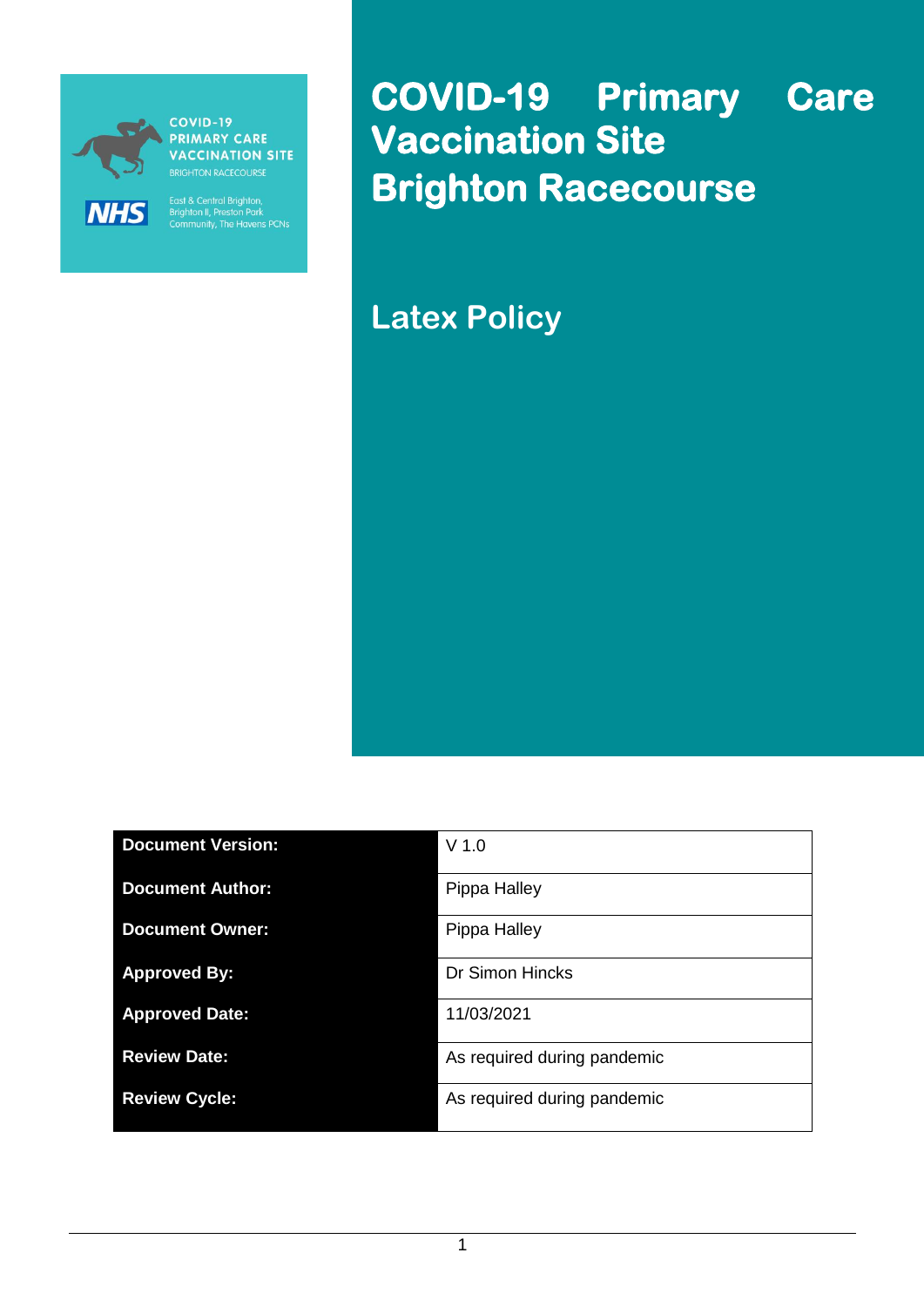COVID-19 PRIMARY CARE VACCINATION SITE
BRIGHTON RACECOURSE

NHS

East & Central Brighton, Brighton II, Preston Park Community, The Havens PCNs

# COVID-19 Primary Care Vaccination Site Brighton Racecourse

## Latex Policy

| | |
|---|---|
| **Document Version:** | V 1.0 |
| **Document Author:** | Pippa Halley |
| **Document Owner:** | Pippa Halley |
| **Approved By:** | Dr Simon Hincks |
| **Approved Date:** | 11/03/2021 |
| **Review Date:** | As required during pandemic |
| **Review Cycle:** | As required during pandemic |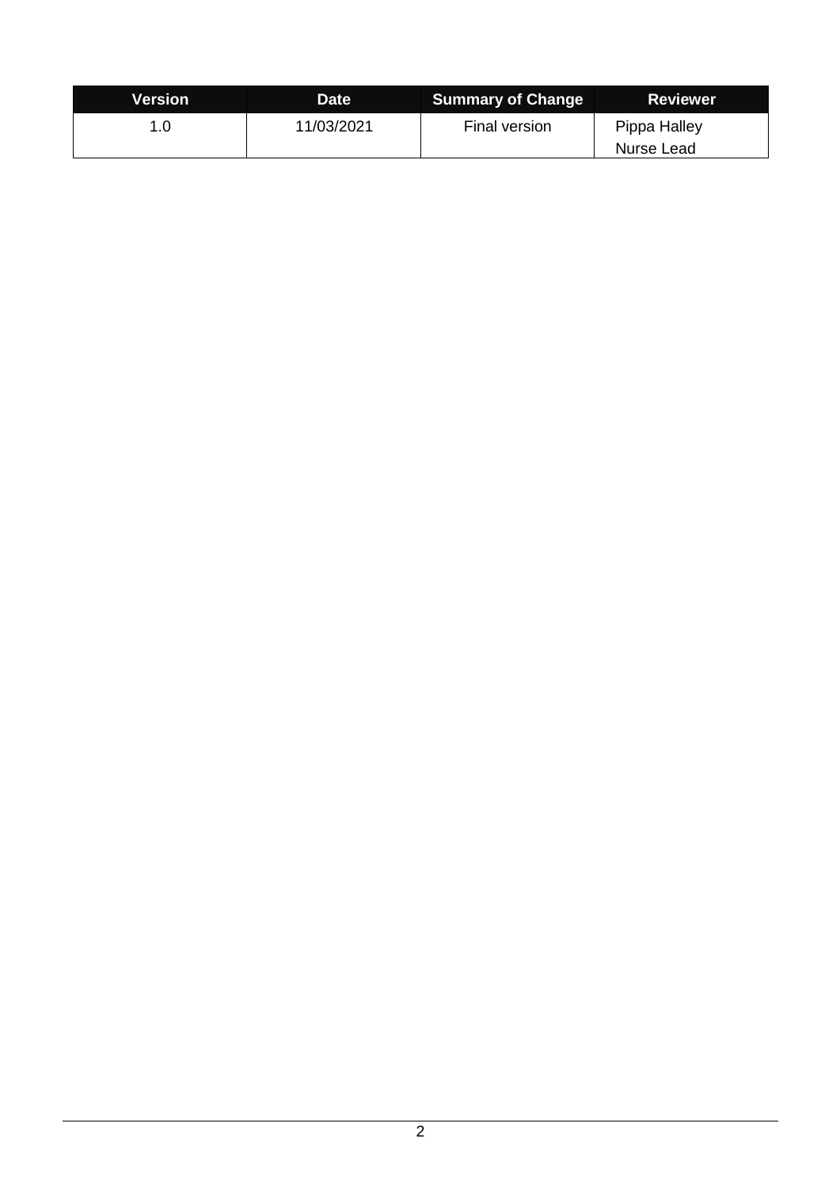| Version | Date | Summary of Change | Reviewer |
|---|---|---|---|
| 1.0 | 11/03/2021 | Final version | Pippa Halley<br>Nurse Lead |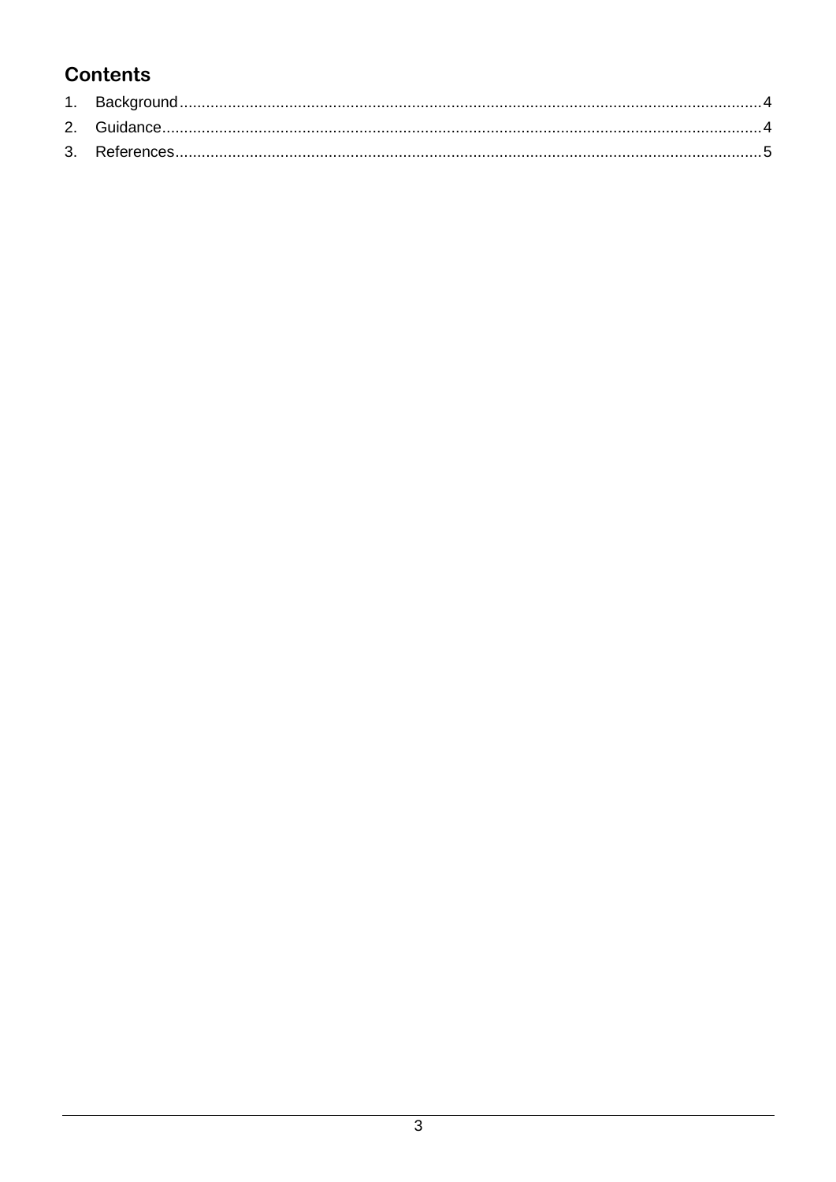# Contents

1. Background....................................................................................................................................4
2. Guidance.......................................................................................................................................4
3. References....................................................................................................................................5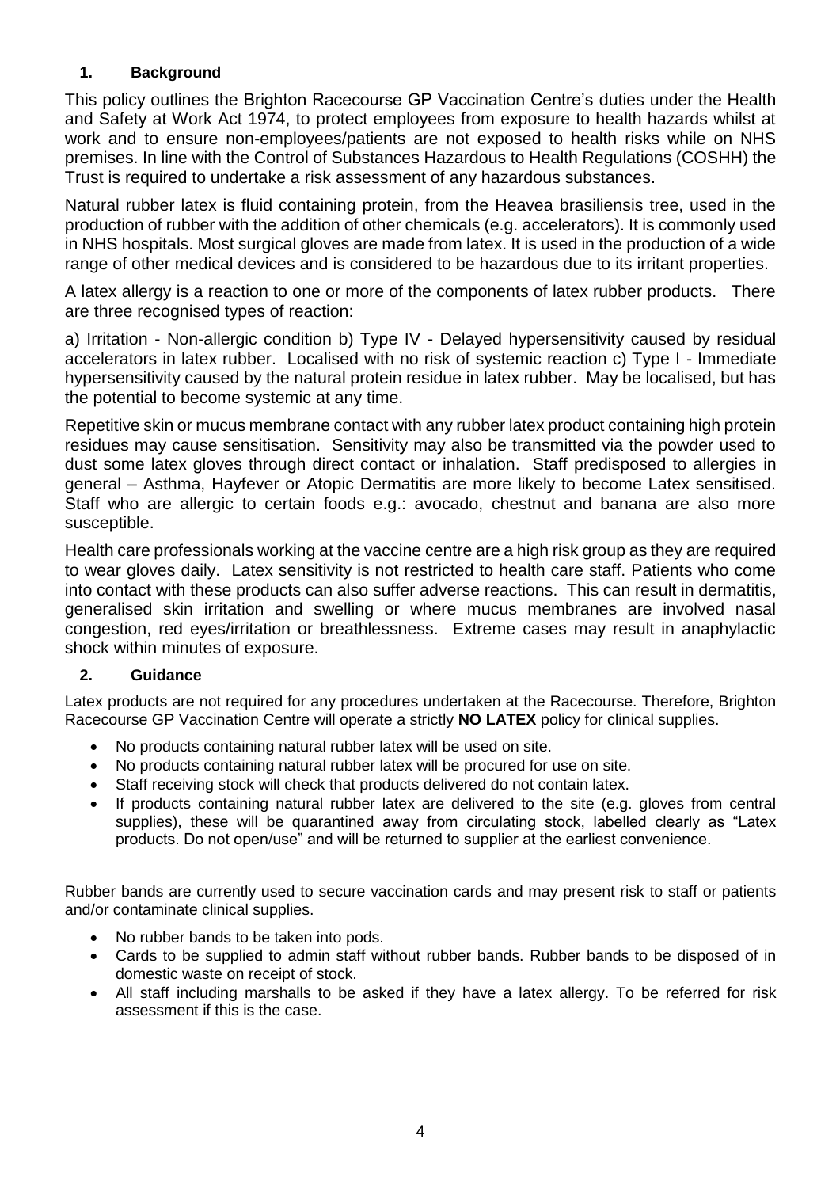## 1. Background

This policy outlines the Brighton Racecourse GP Vaccination Centre's duties under the Health and Safety at Work Act 1974, to protect employees from exposure to health hazards whilst at work and to ensure non-employees/patients are not exposed to health risks while on NHS premises. In line with the Control of Substances Hazardous to Health Regulations (COSHH) the Trust is required to undertake a risk assessment of any hazardous substances.

Natural rubber latex is fluid containing protein, from the Heavea brasiliensis tree, used in the production of rubber with the addition of other chemicals (e.g. accelerators). It is commonly used in NHS hospitals. Most surgical gloves are made from latex. It is used in the production of a wide range of other medical devices and is considered to be hazardous due to its irritant properties.

A latex allergy is a reaction to one or more of the components of latex rubber products. There are three recognised types of reaction:

a) Irritation - Non-allergic condition b) Type IV - Delayed hypersensitivity caused by residual accelerators in latex rubber. Localised with no risk of systemic reaction c) Type I - Immediate hypersensitivity caused by the natural protein residue in latex rubber. May be localised, but has the potential to become systemic at any time.

Repetitive skin or mucus membrane contact with any rubber latex product containing high protein residues may cause sensitisation. Sensitivity may also be transmitted via the powder used to dust some latex gloves through direct contact or inhalation. Staff predisposed to allergies in general – Asthma, Hayfever or Atopic Dermatitis are more likely to become Latex sensitised. Staff who are allergic to certain foods e.g.: avocado, chestnut and banana are also more susceptible.

Health care professionals working at the vaccine centre are a high risk group as they are required to wear gloves daily. Latex sensitivity is not restricted to health care staff. Patients who come into contact with these products can also suffer adverse reactions. This can result in dermatitis, generalised skin irritation and swelling or where mucus membranes are involved nasal congestion, red eyes/irritation or breathlessness. Extreme cases may result in anaphylactic shock within minutes of exposure.

## 2. Guidance

Latex products are not required for any procedures undertaken at the Racecourse. Therefore, Brighton Racecourse GP Vaccination Centre will operate a strictly **NO LATEX** policy for clinical supplies.

- No products containing natural rubber latex will be used on site.
- No products containing natural rubber latex will be procured for use on site.
- Staff receiving stock will check that products delivered do not contain latex.
- If products containing natural rubber latex are delivered to the site (e.g. gloves from central supplies), these will be quarantined away from circulating stock, labelled clearly as "Latex products. Do not open/use" and will be returned to supplier at the earliest convenience.

Rubber bands are currently used to secure vaccination cards and may present risk to staff or patients and/or contaminate clinical supplies.

- No rubber bands to be taken into pods.
- Cards to be supplied to admin staff without rubber bands. Rubber bands to be disposed of in domestic waste on receipt of stock.
- All staff including marshalls to be asked if they have a latex allergy. To be referred for risk assessment if this is the case.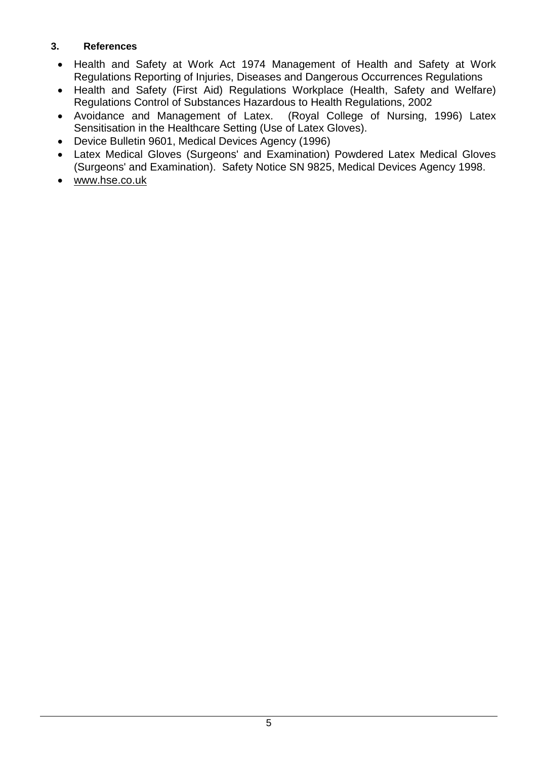### 3. References

- Health and Safety at Work Act 1974 Management of Health and Safety at Work Regulations Reporting of Injuries, Diseases and Dangerous Occurrences Regulations
- Health and Safety (First Aid) Regulations Workplace (Health, Safety and Welfare) Regulations Control of Substances Hazardous to Health Regulations, 2002
- Avoidance and Management of Latex. (Royal College of Nursing, 1996) Latex Sensitisation in the Healthcare Setting (Use of Latex Gloves).
- Device Bulletin 9601, Medical Devices Agency (1996)
- Latex Medical Gloves (Surgeons' and Examination) Powdered Latex Medical Gloves (Surgeons' and Examination). Safety Notice SN 9825, Medical Devices Agency 1998.
- www.hse.co.uk